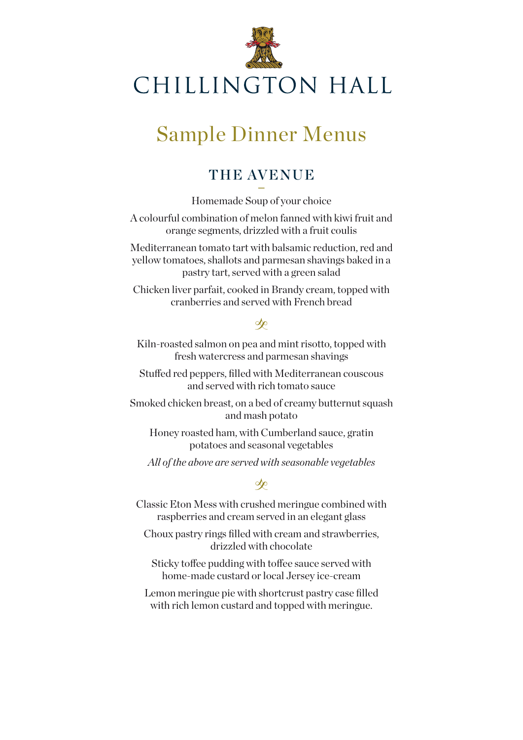# CHILLINGTON HALL

## Sample Dinner Menus

### THE AVENUE

Homemade Soup of your choice

A colourful combination of melon fanned with kiwi fruit and orange segments, drizzled with a fruit coulis

Mediterranean tomato tart with balsamic reduction, red and yellow tomatoes, shallots and parmesan shavings baked in a pastry tart, served with a green salad

Chicken liver parfait, cooked in Brandy cream, topped with cranberries and served with French bread

Kiln-roasted salmon on pea and mint risotto, topped with fresh watercress and parmesan shavings

Stuffed red peppers, filled with Mediterranean couscous and served with rich tomato sauce

Smoked chicken breast, on a bed of creamy butternut squash and mash potato

Honey roasted ham, with Cumberland sauce, gratin potatoes and seasonal vegetables

*All of the above are served with seasonable vegetables*

Classic Eton Mess with crushed meringue combined with raspberries and cream served in an elegant glass

Choux pastry rings filled with cream and strawberries, drizzled with chocolate

Sticky toffee pudding with toffee sauce served with home-made custard or local Jersey ice-cream

Lemon meringue pie with shortcrust pastry case filled with rich lemon custard and topped with meringue.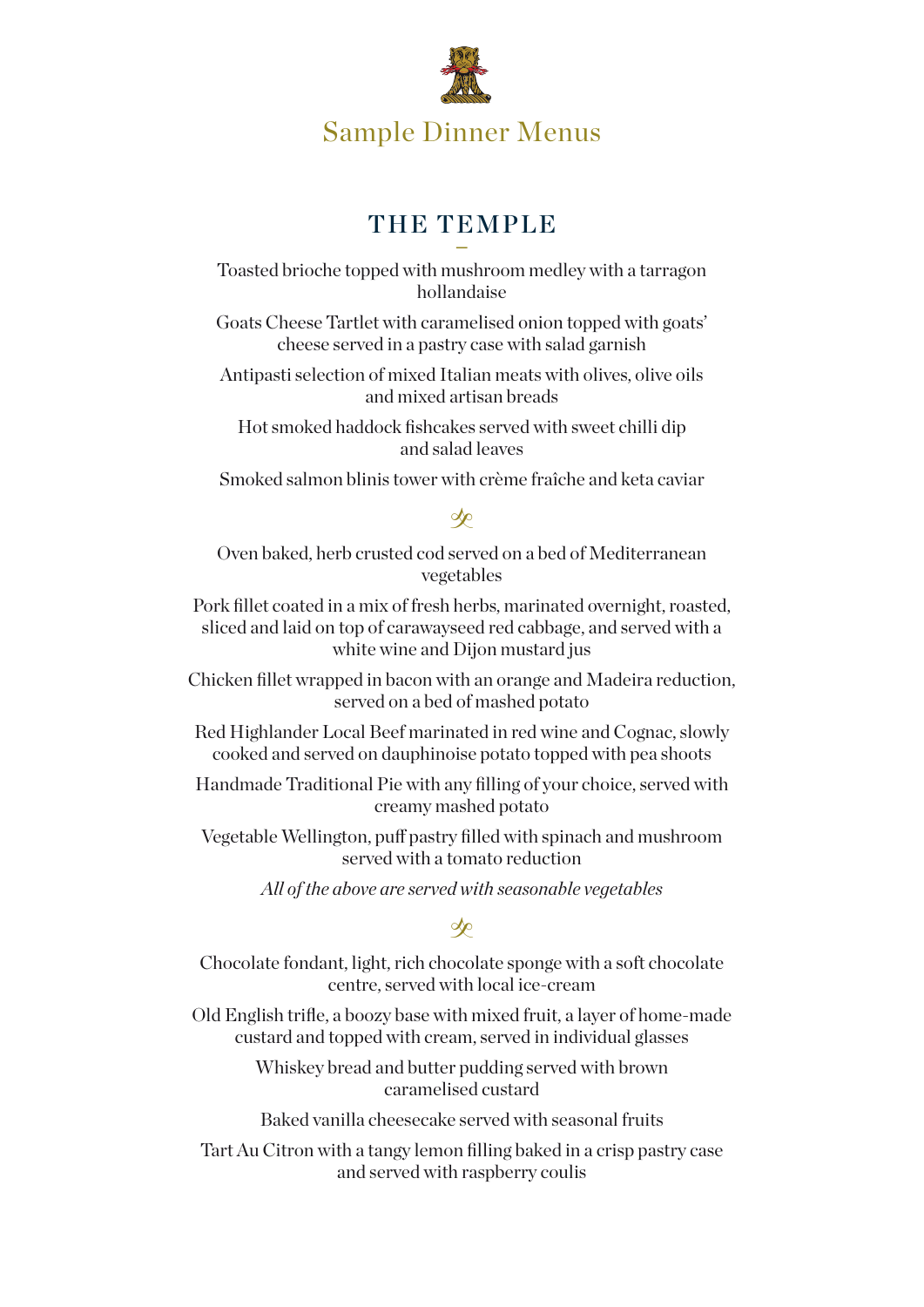# Sample Dinner Menus

## THE TEMPLE

Toasted brioche topped with mushroom medley with a tarragon hollandaise

Goats Cheese Tartlet with caramelised onion topped with goats' cheese served in a pastry case with salad garnish

Antipasti selection of mixed Italian meats with olives, olive oils and mixed artisan breads

Hot smoked haddock fishcakes served with sweet chilli dip and salad leaves

Smoked salmon blinis tower with crème fraîche and keta caviar

Oven baked, herb crusted cod served on a bed of Mediterranean vegetables

Pork fillet coated in a mix of fresh herbs, marinated overnight, roasted, sliced and laid on top of carawayseed red cabbage, and served with a white wine and Dijon mustard jus

Chicken fillet wrapped in bacon with an orange and Madeira reduction, served on a bed of mashed potato

Red Highlander Local Beef marinated in red wine and Cognac, slowly cooked and served on dauphinoise potato topped with pea shoots

Handmade Traditional Pie with any filling of your choice, served with creamy mashed potato

Vegetable Wellington, puff pastry filled with spinach and mushroom served with a tomato reduction

*All of the above are served with seasonable vegetables*

Chocolate fondant, light, rich chocolate sponge with a soft chocolate centre, served with local ice-cream

Old English trifle, a boozy base with mixed fruit, a layer of home-made custard and topped with cream, served in individual glasses

Whiskey bread and butter pudding served with brown caramelised custard

Baked vanilla cheesecake served with seasonal fruits

Tart Au Citron with a tangy lemon filling baked in a crisp pastry case and served with raspberry coulis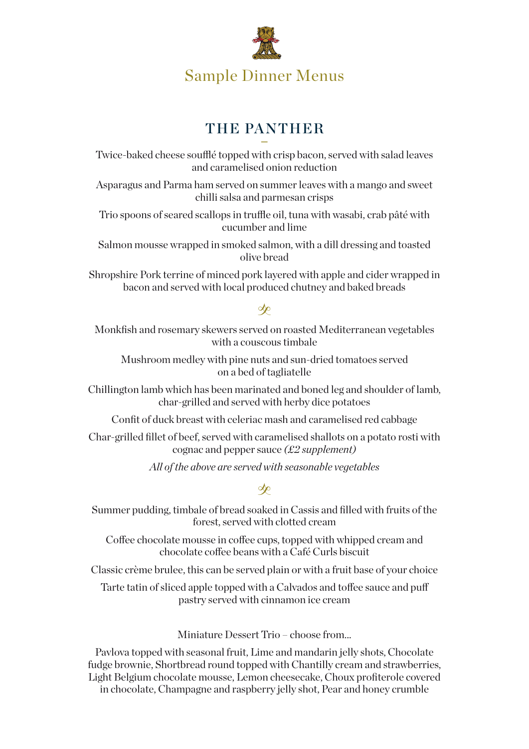# Sample Dinner Menus

## THE PANTHER

Twice-baked cheese soufflé topped with crisp bacon, served with salad leaves and caramelised onion reduction

Asparagus and Parma ham served on summer leaves with a mango and sweet chilli salsa and parmesan crisps

Trio spoons of seared scallops in truffle oil, tuna with wasabi, crab pâté with cucumber and lime

Salmon mousse wrapped in smoked salmon, with a dill dressing and toasted olive bread

Shropshire Pork terrine of minced pork layered with apple and cider wrapped in bacon and served with local produced chutney and baked breads

Monkfish and rosemary skewers served on roasted Mediterranean vegetables with a couscous timbale

Mushroom medley with pine nuts and sun-dried tomatoes served on a bed of tagliatelle

Chillington lamb which has been marinated and boned leg and shoulder of lamb, char-grilled and served with herby dice potatoes

Confit of duck breast with celeriac mash and caramelised red cabbage

Char-grilled fillet of beef, served with caramelised shallots on a potato rosti with cognac and pepper sauce *(£2 supplement)*

*All of the above are served with seasonable vegetables*

Summer pudding, timbale of bread soaked in Cassis and filled with fruits of the forest, served with clotted cream

Coffee chocolate mousse in coffee cups, topped with whipped cream and chocolate coffee beans with a Café Curls biscuit

Classic crème brulee, this can be served plain or with a fruit base of your choice

Tarte tatin of sliced apple topped with a Calvados and toffee sauce and puff pastry served with cinnamon ice cream

Miniature Dessert Trio – choose from...

Pavlova topped with seasonal fruit, Lime and mandarin jelly shots, Chocolate fudge brownie, Shortbread round topped with Chantilly cream and strawberries, Light Belgium chocolate mousse, Lemon cheesecake, Choux profiterole covered in chocolate, Champagne and raspberry jelly shot, Pear and honey crumble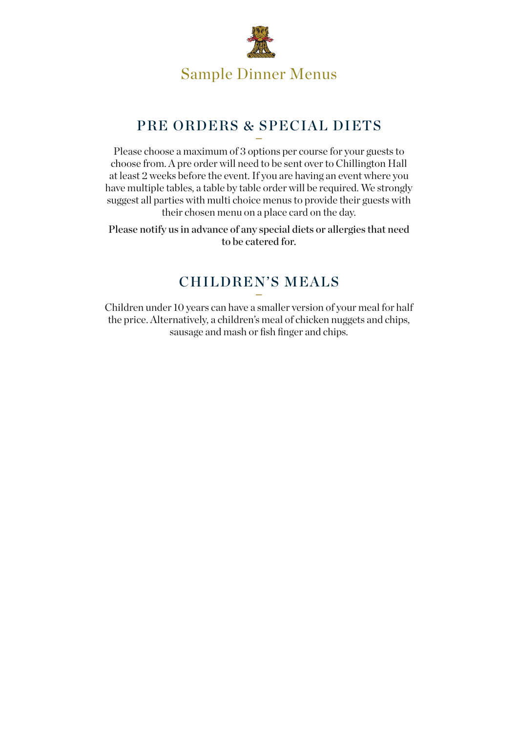# Sample Dinner Menus

## PRE ORDERS & SPECIAL DIETS

Please choose a maximum of 3 options per course for your guests to choose from. A pre order will need to be sent over to Chillington Hall at least 2 weeks before the event. If you are having an event where you have multiple tables, a table by table order will be required. We strongly suggest all parties with multi choice menus to provide their guests with their chosen menu on a place card on the day.

**Please notify us in advance of any special diets or allergies that need to be catered for.**

## CHILDREN'S MEALS

Children under 10 years can have a smaller version of your meal for half the price. Alternatively, a children's meal of chicken nuggets and chips, sausage and mash or fish finger and chips.